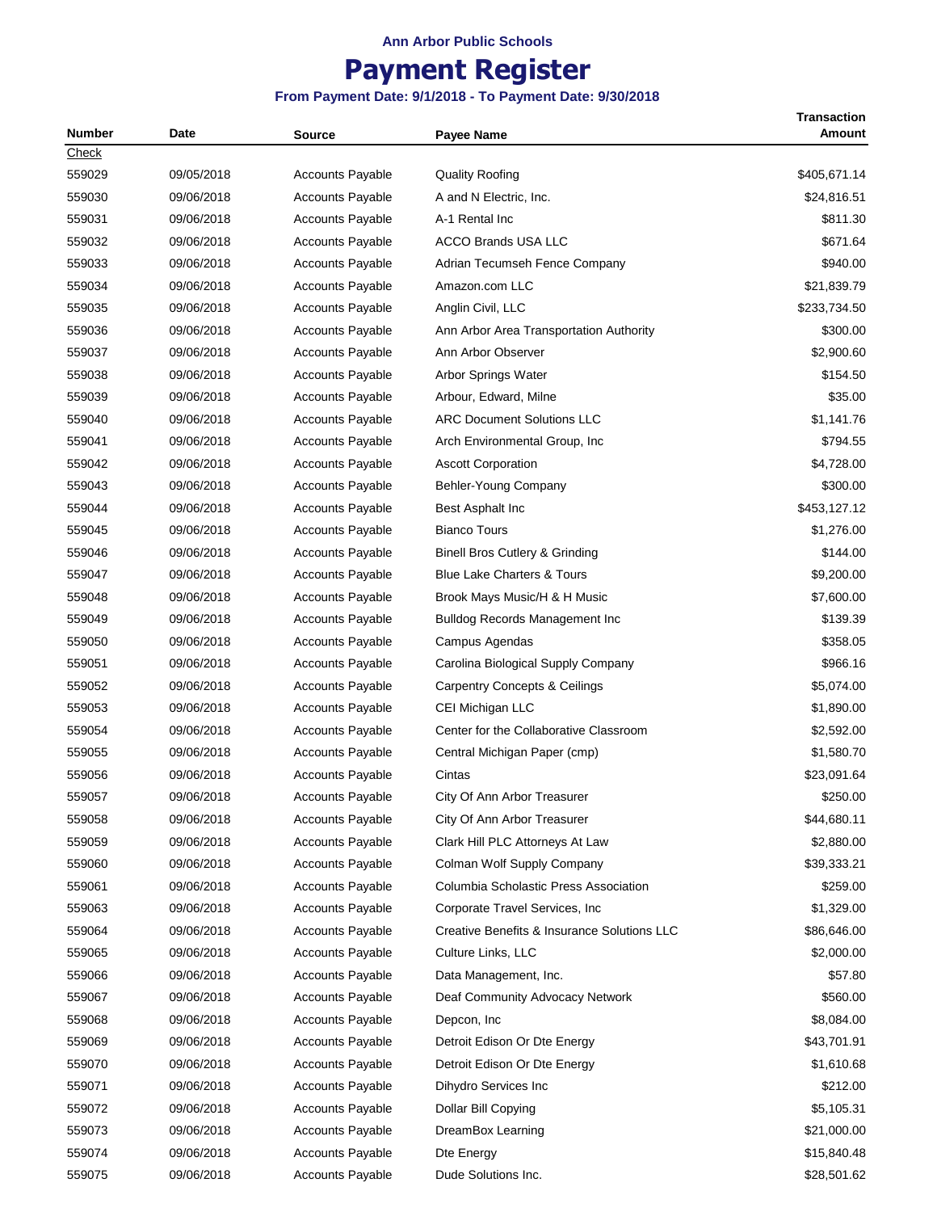Ann Arbor Public Schools

# Payment Register

**From Payment Date: 9/1/2018 - To Payment Date: 9/30/2018**

| Number | Date | Source | Payee Name | Transaction Amount |
|---|---|---|---|---|
| Check | | | | |
| 559029 | 09/05/2018 | Accounts Payable | Quality Roofing | $405,671.14 |
| 559030 | 09/06/2018 | Accounts Payable | A and N Electric, Inc. | $24,816.51 |
| 559031 | 09/06/2018 | Accounts Payable | A-1 Rental Inc | $811.30 |
| 559032 | 09/06/2018 | Accounts Payable | ACCO Brands USA LLC | $671.64 |
| 559033 | 09/06/2018 | Accounts Payable | Adrian Tecumseh Fence Company | $940.00 |
| 559034 | 09/06/2018 | Accounts Payable | Amazon.com LLC | $21,839.79 |
| 559035 | 09/06/2018 | Accounts Payable | Anglin Civil, LLC | $233,734.50 |
| 559036 | 09/06/2018 | Accounts Payable | Ann Arbor Area Transportation Authority | $300.00 |
| 559037 | 09/06/2018 | Accounts Payable | Ann Arbor Observer | $2,900.60 |
| 559038 | 09/06/2018 | Accounts Payable | Arbor Springs Water | $154.50 |
| 559039 | 09/06/2018 | Accounts Payable | Arbour, Edward, Milne | $35.00 |
| 559040 | 09/06/2018 | Accounts Payable | ARC Document Solutions LLC | $1,141.76 |
| 559041 | 09/06/2018 | Accounts Payable | Arch Environmental Group, Inc | $794.55 |
| 559042 | 09/06/2018 | Accounts Payable | Ascott Corporation | $4,728.00 |
| 559043 | 09/06/2018 | Accounts Payable | Behler-Young Company | $300.00 |
| 559044 | 09/06/2018 | Accounts Payable | Best Asphalt Inc | $453,127.12 |
| 559045 | 09/06/2018 | Accounts Payable | Bianco Tours | $1,276.00 |
| 559046 | 09/06/2018 | Accounts Payable | Binell Bros Cutlery & Grinding | $144.00 |
| 559047 | 09/06/2018 | Accounts Payable | Blue Lake Charters & Tours | $9,200.00 |
| 559048 | 09/06/2018 | Accounts Payable | Brook Mays Music/H & H Music | $7,600.00 |
| 559049 | 09/06/2018 | Accounts Payable | Bulldog Records Management Inc | $139.39 |
| 559050 | 09/06/2018 | Accounts Payable | Campus Agendas | $358.05 |
| 559051 | 09/06/2018 | Accounts Payable | Carolina Biological Supply Company | $966.16 |
| 559052 | 09/06/2018 | Accounts Payable | Carpentry Concepts & Ceilings | $5,074.00 |
| 559053 | 09/06/2018 | Accounts Payable | CEI Michigan LLC | $1,890.00 |
| 559054 | 09/06/2018 | Accounts Payable | Center for the Collaborative Classroom | $2,592.00 |
| 559055 | 09/06/2018 | Accounts Payable | Central Michigan Paper (cmp) | $1,580.70 |
| 559056 | 09/06/2018 | Accounts Payable | Cintas | $23,091.64 |
| 559057 | 09/06/2018 | Accounts Payable | City Of Ann Arbor Treasurer | $250.00 |
| 559058 | 09/06/2018 | Accounts Payable | City Of Ann Arbor Treasurer | $44,680.11 |
| 559059 | 09/06/2018 | Accounts Payable | Clark Hill PLC Attorneys At Law | $2,880.00 |
| 559060 | 09/06/2018 | Accounts Payable | Colman Wolf Supply Company | $39,333.21 |
| 559061 | 09/06/2018 | Accounts Payable | Columbia Scholastic Press Association | $259.00 |
| 559063 | 09/06/2018 | Accounts Payable | Corporate Travel Services, Inc | $1,329.00 |
| 559064 | 09/06/2018 | Accounts Payable | Creative Benefits & Insurance Solutions LLC | $86,646.00 |
| 559065 | 09/06/2018 | Accounts Payable | Culture Links, LLC | $2,000.00 |
| 559066 | 09/06/2018 | Accounts Payable | Data Management, Inc. | $57.80 |
| 559067 | 09/06/2018 | Accounts Payable | Deaf Community Advocacy Network | $560.00 |
| 559068 | 09/06/2018 | Accounts Payable | Depcon, Inc | $8,084.00 |
| 559069 | 09/06/2018 | Accounts Payable | Detroit Edison Or Dte Energy | $43,701.91 |
| 559070 | 09/06/2018 | Accounts Payable | Detroit Edison Or Dte Energy | $1,610.68 |
| 559071 | 09/06/2018 | Accounts Payable | Dihydro Services Inc | $212.00 |
| 559072 | 09/06/2018 | Accounts Payable | Dollar Bill Copying | $5,105.31 |
| 559073 | 09/06/2018 | Accounts Payable | DreamBox Learning | $21,000.00 |
| 559074 | 09/06/2018 | Accounts Payable | Dte Energy | $15,840.48 |
| 559075 | 09/06/2018 | Accounts Payable | Dude Solutions Inc. | $28,501.62 |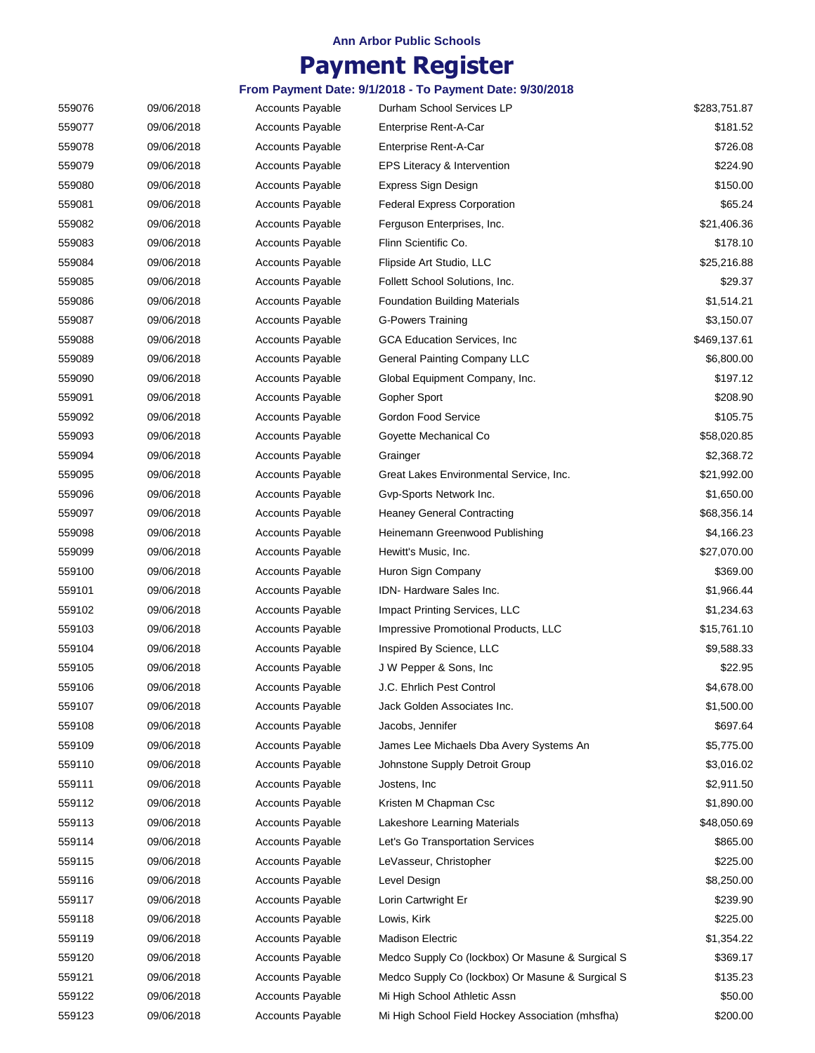| | | | | |
|---|---|---|---|---|
| 559076 | 09/06/2018 | Accounts Payable | Durham School Services LP | $283,751.87 |
| 559077 | 09/06/2018 | Accounts Payable | Enterprise Rent-A-Car | $181.52 |
| 559078 | 09/06/2018 | Accounts Payable | Enterprise Rent-A-Car | $726.08 |
| 559079 | 09/06/2018 | Accounts Payable | EPS Literacy & Intervention | $224.90 |
| 559080 | 09/06/2018 | Accounts Payable | Express Sign Design | $150.00 |
| 559081 | 09/06/2018 | Accounts Payable | Federal Express Corporation | $65.24 |
| 559082 | 09/06/2018 | Accounts Payable | Ferguson Enterprises, Inc. | $21,406.36 |
| 559083 | 09/06/2018 | Accounts Payable | Flinn Scientific Co. | $178.10 |
| 559084 | 09/06/2018 | Accounts Payable | Flipside Art Studio, LLC | $25,216.88 |
| 559085 | 09/06/2018 | Accounts Payable | Follett School Solutions, Inc. | $29.37 |
| 559086 | 09/06/2018 | Accounts Payable | Foundation Building Materials | $1,514.21 |
| 559087 | 09/06/2018 | Accounts Payable | G-Powers Training | $3,150.07 |
| 559088 | 09/06/2018 | Accounts Payable | GCA Education Services, Inc | $469,137.61 |
| 559089 | 09/06/2018 | Accounts Payable | General Painting Company LLC | $6,800.00 |
| 559090 | 09/06/2018 | Accounts Payable | Global Equipment Company, Inc. | $197.12 |
| 559091 | 09/06/2018 | Accounts Payable | Gopher Sport | $208.90 |
| 559092 | 09/06/2018 | Accounts Payable | Gordon Food Service | $105.75 |
| 559093 | 09/06/2018 | Accounts Payable | Goyette Mechanical Co | $58,020.85 |
| 559094 | 09/06/2018 | Accounts Payable | Grainger | $2,368.72 |
| 559095 | 09/06/2018 | Accounts Payable | Great Lakes Environmental Service, Inc. | $21,992.00 |
| 559096 | 09/06/2018 | Accounts Payable | Gvp-Sports Network Inc. | $1,650.00 |
| 559097 | 09/06/2018 | Accounts Payable | Heaney General Contracting | $68,356.14 |
| 559098 | 09/06/2018 | Accounts Payable | Heinemann Greenwood Publishing | $4,166.23 |
| 559099 | 09/06/2018 | Accounts Payable | Hewitt's Music, Inc. | $27,070.00 |
| 559100 | 09/06/2018 | Accounts Payable | Huron Sign Company | $369.00 |
| 559101 | 09/06/2018 | Accounts Payable | IDN- Hardware Sales Inc. | $1,966.44 |
| 559102 | 09/06/2018 | Accounts Payable | Impact Printing Services, LLC | $1,234.63 |
| 559103 | 09/06/2018 | Accounts Payable | Impressive Promotional Products, LLC | $15,761.10 |
| 559104 | 09/06/2018 | Accounts Payable | Inspired By Science, LLC | $9,588.33 |
| 559105 | 09/06/2018 | Accounts Payable | J W Pepper & Sons, Inc | $22.95 |
| 559106 | 09/06/2018 | Accounts Payable | J.C. Ehrlich Pest Control | $4,678.00 |
| 559107 | 09/06/2018 | Accounts Payable | Jack Golden Associates Inc. | $1,500.00 |
| 559108 | 09/06/2018 | Accounts Payable | Jacobs, Jennifer | $697.64 |
| 559109 | 09/06/2018 | Accounts Payable | James Lee Michaels Dba Avery Systems An | $5,775.00 |
| 559110 | 09/06/2018 | Accounts Payable | Johnstone Supply Detroit Group | $3,016.02 |
| 559111 | 09/06/2018 | Accounts Payable | Jostens, Inc | $2,911.50 |
| 559112 | 09/06/2018 | Accounts Payable | Kristen M Chapman Csc | $1,890.00 |
| 559113 | 09/06/2018 | Accounts Payable | Lakeshore Learning Materials | $48,050.69 |
| 559114 | 09/06/2018 | Accounts Payable | Let's Go Transportation Services | $865.00 |
| 559115 | 09/06/2018 | Accounts Payable | LeVasseur, Christopher | $225.00 |
| 559116 | 09/06/2018 | Accounts Payable | Level Design | $8,250.00 |
| 559117 | 09/06/2018 | Accounts Payable | Lorin Cartwright Er | $239.90 |
| 559118 | 09/06/2018 | Accounts Payable | Lowis, Kirk | $225.00 |
| 559119 | 09/06/2018 | Accounts Payable | Madison Electric | $1,354.22 |
| 559120 | 09/06/2018 | Accounts Payable | Medco Supply Co (lockbox) Or Masune & Surgical S | $369.17 |
| 559121 | 09/06/2018 | Accounts Payable | Medco Supply Co (lockbox) Or Masune & Surgical S | $135.23 |
| 559122 | 09/06/2018 | Accounts Payable | Mi High School Athletic Assn | $50.00 |
| 559123 | 09/06/2018 | Accounts Payable | Mi High School Field Hockey Association (mhsfha) | $200.00 |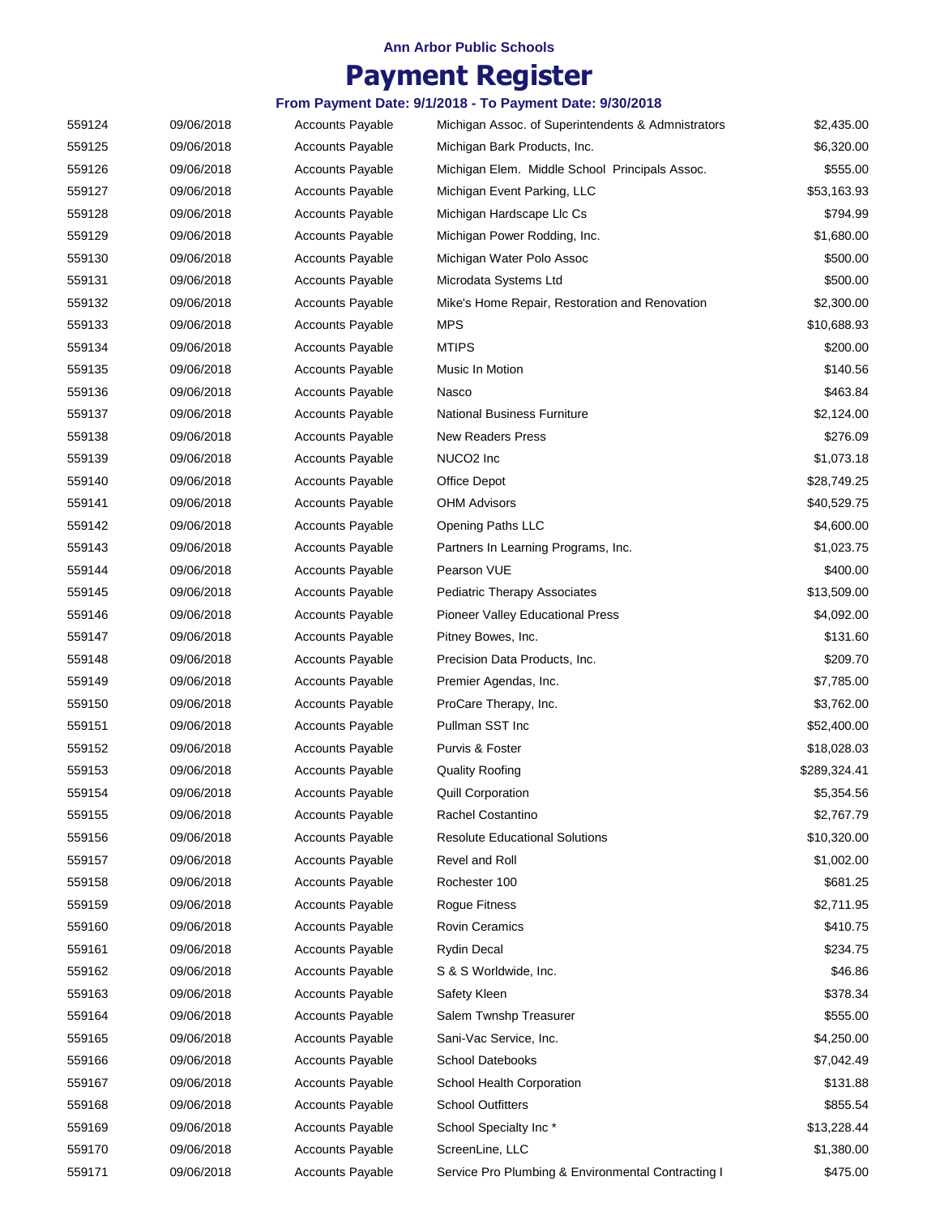**Ann Arbor Public Schools**

# Payment Register

**From Payment Date: 9/1/2018 - To Payment Date: 9/30/2018**

| | | | | |
|---|---|---|---|---|
| 559124 | 09/06/2018 | Accounts Payable | Michigan Assoc. of Superintendents & Admnistrators | $2,435.00 |
| 559125 | 09/06/2018 | Accounts Payable | Michigan Bark Products, Inc. | $6,320.00 |
| 559126 | 09/06/2018 | Accounts Payable | Michigan Elem. Middle School Principals Assoc. | $555.00 |
| 559127 | 09/06/2018 | Accounts Payable | Michigan Event Parking, LLC | $53,163.93 |
| 559128 | 09/06/2018 | Accounts Payable | Michigan Hardscape Llc Cs | $794.99 |
| 559129 | 09/06/2018 | Accounts Payable | Michigan Power Rodding, Inc. | $1,680.00 |
| 559130 | 09/06/2018 | Accounts Payable | Michigan Water Polo Assoc | $500.00 |
| 559131 | 09/06/2018 | Accounts Payable | Microdata Systems Ltd | $500.00 |
| 559132 | 09/06/2018 | Accounts Payable | Mike's Home Repair, Restoration and Renovation | $2,300.00 |
| 559133 | 09/06/2018 | Accounts Payable | MPS | $10,688.93 |
| 559134 | 09/06/2018 | Accounts Payable | MTIPS | $200.00 |
| 559135 | 09/06/2018 | Accounts Payable | Music In Motion | $140.56 |
| 559136 | 09/06/2018 | Accounts Payable | Nasco | $463.84 |
| 559137 | 09/06/2018 | Accounts Payable | National Business Furniture | $2,124.00 |
| 559138 | 09/06/2018 | Accounts Payable | New Readers Press | $276.09 |
| 559139 | 09/06/2018 | Accounts Payable | NUCO2 Inc | $1,073.18 |
| 559140 | 09/06/2018 | Accounts Payable | Office Depot | $28,749.25 |
| 559141 | 09/06/2018 | Accounts Payable | OHM Advisors | $40,529.75 |
| 559142 | 09/06/2018 | Accounts Payable | Opening Paths LLC | $4,600.00 |
| 559143 | 09/06/2018 | Accounts Payable | Partners In Learning Programs, Inc. | $1,023.75 |
| 559144 | 09/06/2018 | Accounts Payable | Pearson VUE | $400.00 |
| 559145 | 09/06/2018 | Accounts Payable | Pediatric Therapy Associates | $13,509.00 |
| 559146 | 09/06/2018 | Accounts Payable | Pioneer Valley Educational Press | $4,092.00 |
| 559147 | 09/06/2018 | Accounts Payable | Pitney Bowes, Inc. | $131.60 |
| 559148 | 09/06/2018 | Accounts Payable | Precision Data Products, Inc. | $209.70 |
| 559149 | 09/06/2018 | Accounts Payable | Premier Agendas, Inc. | $7,785.00 |
| 559150 | 09/06/2018 | Accounts Payable | ProCare Therapy, Inc. | $3,762.00 |
| 559151 | 09/06/2018 | Accounts Payable | Pullman SST Inc | $52,400.00 |
| 559152 | 09/06/2018 | Accounts Payable | Purvis & Foster | $18,028.03 |
| 559153 | 09/06/2018 | Accounts Payable | Quality Roofing | $289,324.41 |
| 559154 | 09/06/2018 | Accounts Payable | Quill Corporation | $5,354.56 |
| 559155 | 09/06/2018 | Accounts Payable | Rachel Costantino | $2,767.79 |
| 559156 | 09/06/2018 | Accounts Payable | Resolute Educational Solutions | $10,320.00 |
| 559157 | 09/06/2018 | Accounts Payable | Revel and Roll | $1,002.00 |
| 559158 | 09/06/2018 | Accounts Payable | Rochester 100 | $681.25 |
| 559159 | 09/06/2018 | Accounts Payable | Rogue Fitness | $2,711.95 |
| 559160 | 09/06/2018 | Accounts Payable | Rovin Ceramics | $410.75 |
| 559161 | 09/06/2018 | Accounts Payable | Rydin Decal | $234.75 |
| 559162 | 09/06/2018 | Accounts Payable | S & S Worldwide, Inc. | $46.86 |
| 559163 | 09/06/2018 | Accounts Payable | Safety Kleen | $378.34 |
| 559164 | 09/06/2018 | Accounts Payable | Salem Twnshp Treasurer | $555.00 |
| 559165 | 09/06/2018 | Accounts Payable | Sani-Vac Service, Inc. | $4,250.00 |
| 559166 | 09/06/2018 | Accounts Payable | School Datebooks | $7,042.49 |
| 559167 | 09/06/2018 | Accounts Payable | School Health Corporation | $131.88 |
| 559168 | 09/06/2018 | Accounts Payable | School Outfitters | $855.54 |
| 559169 | 09/06/2018 | Accounts Payable | School Specialty Inc * | $13,228.44 |
| 559170 | 09/06/2018 | Accounts Payable | ScreenLine, LLC | $1,380.00 |
| 559171 | 09/06/2018 | Accounts Payable | Service Pro Plumbing & Environmental Contracting I | $475.00 |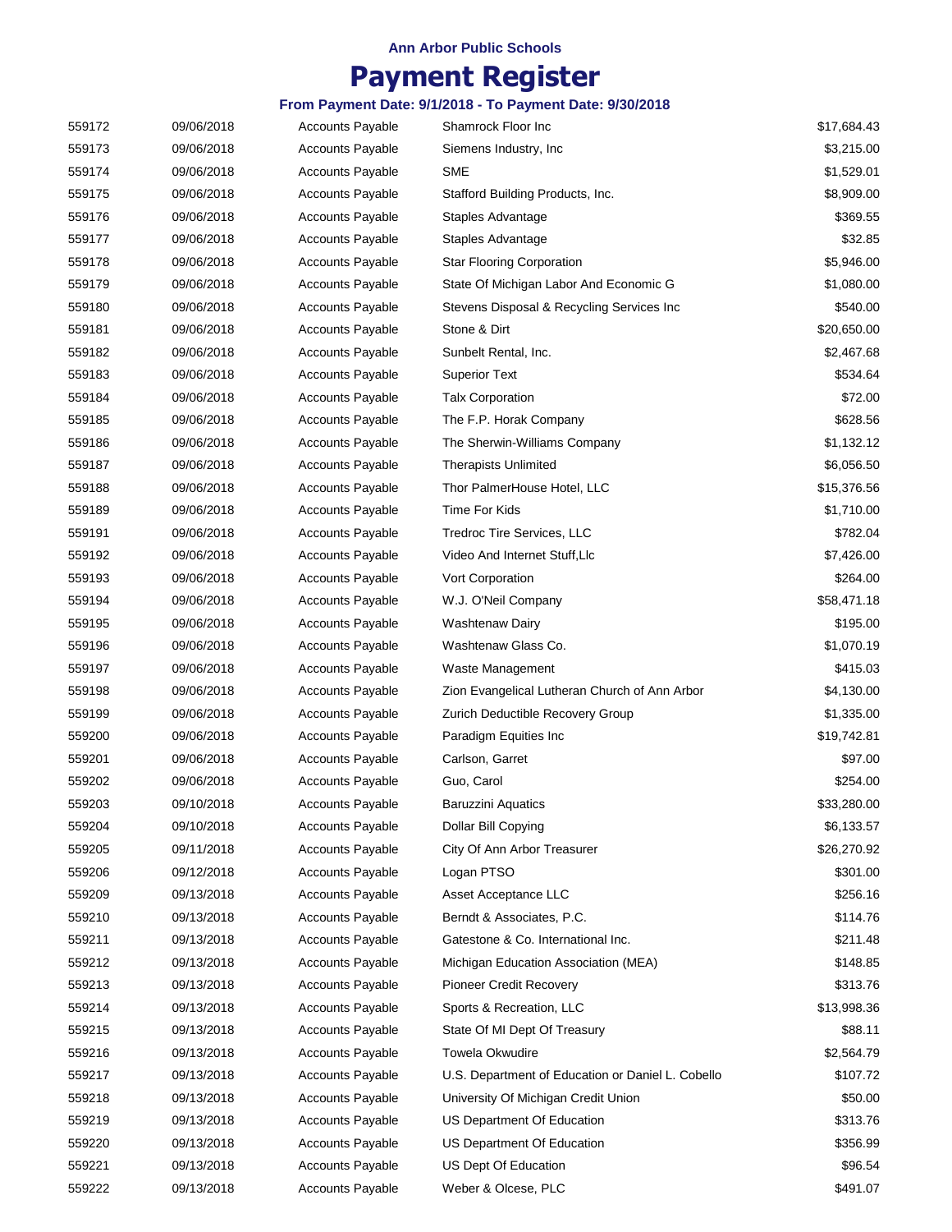**Ann Arbor Public Schools**

# Payment Register

**From Payment Date: 9/1/2018 - To Payment Date: 9/30/2018**

| | | | | |
|---|---|---|---|---|
| 559172 | 09/06/2018 | Accounts Payable | Shamrock Floor Inc | $17,684.43 |
| 559173 | 09/06/2018 | Accounts Payable | Siemens Industry, Inc | $3,215.00 |
| 559174 | 09/06/2018 | Accounts Payable | SME | $1,529.01 |
| 559175 | 09/06/2018 | Accounts Payable | Stafford Building Products, Inc. | $8,909.00 |
| 559176 | 09/06/2018 | Accounts Payable | Staples Advantage | $369.55 |
| 559177 | 09/06/2018 | Accounts Payable | Staples Advantage | $32.85 |
| 559178 | 09/06/2018 | Accounts Payable | Star Flooring Corporation | $5,946.00 |
| 559179 | 09/06/2018 | Accounts Payable | State Of Michigan Labor And Economic G | $1,080.00 |
| 559180 | 09/06/2018 | Accounts Payable | Stevens Disposal & Recycling Services Inc | $540.00 |
| 559181 | 09/06/2018 | Accounts Payable | Stone & Dirt | $20,650.00 |
| 559182 | 09/06/2018 | Accounts Payable | Sunbelt Rental, Inc. | $2,467.68 |
| 559183 | 09/06/2018 | Accounts Payable | Superior Text | $534.64 |
| 559184 | 09/06/2018 | Accounts Payable | Talx Corporation | $72.00 |
| 559185 | 09/06/2018 | Accounts Payable | The F.P. Horak Company | $628.56 |
| 559186 | 09/06/2018 | Accounts Payable | The Sherwin-Williams Company | $1,132.12 |
| 559187 | 09/06/2018 | Accounts Payable | Therapists Unlimited | $6,056.50 |
| 559188 | 09/06/2018 | Accounts Payable | Thor PalmerHouse Hotel, LLC | $15,376.56 |
| 559189 | 09/06/2018 | Accounts Payable | Time For Kids | $1,710.00 |
| 559191 | 09/06/2018 | Accounts Payable | Tredroc Tire Services, LLC | $782.04 |
| 559192 | 09/06/2018 | Accounts Payable | Video And Internet Stuff,Llc | $7,426.00 |
| 559193 | 09/06/2018 | Accounts Payable | Vort Corporation | $264.00 |
| 559194 | 09/06/2018 | Accounts Payable | W.J. O'Neil Company | $58,471.18 |
| 559195 | 09/06/2018 | Accounts Payable | Washtenaw Dairy | $195.00 |
| 559196 | 09/06/2018 | Accounts Payable | Washtenaw Glass Co. | $1,070.19 |
| 559197 | 09/06/2018 | Accounts Payable | Waste Management | $415.03 |
| 559198 | 09/06/2018 | Accounts Payable | Zion Evangelical Lutheran Church of Ann Arbor | $4,130.00 |
| 559199 | 09/06/2018 | Accounts Payable | Zurich Deductible Recovery Group | $1,335.00 |
| 559200 | 09/06/2018 | Accounts Payable | Paradigm Equities Inc | $19,742.81 |
| 559201 | 09/06/2018 | Accounts Payable | Carlson, Garret | $97.00 |
| 559202 | 09/06/2018 | Accounts Payable | Guo, Carol | $254.00 |
| 559203 | 09/10/2018 | Accounts Payable | Baruzzini Aquatics | $33,280.00 |
| 559204 | 09/10/2018 | Accounts Payable | Dollar Bill Copying | $6,133.57 |
| 559205 | 09/11/2018 | Accounts Payable | City Of Ann Arbor Treasurer | $26,270.92 |
| 559206 | 09/12/2018 | Accounts Payable | Logan PTSO | $301.00 |
| 559209 | 09/13/2018 | Accounts Payable | Asset Acceptance LLC | $256.16 |
| 559210 | 09/13/2018 | Accounts Payable | Berndt & Associates, P.C. | $114.76 |
| 559211 | 09/13/2018 | Accounts Payable | Gatestone & Co. International Inc. | $211.48 |
| 559212 | 09/13/2018 | Accounts Payable | Michigan Education Association (MEA) | $148.85 |
| 559213 | 09/13/2018 | Accounts Payable | Pioneer Credit Recovery | $313.76 |
| 559214 | 09/13/2018 | Accounts Payable | Sports & Recreation, LLC | $13,998.36 |
| 559215 | 09/13/2018 | Accounts Payable | State Of MI Dept Of Treasury | $88.11 |
| 559216 | 09/13/2018 | Accounts Payable | Towela Okwudire | $2,564.79 |
| 559217 | 09/13/2018 | Accounts Payable | U.S. Department of Education or Daniel L. Cobello | $107.72 |
| 559218 | 09/13/2018 | Accounts Payable | University Of Michigan Credit Union | $50.00 |
| 559219 | 09/13/2018 | Accounts Payable | US Department Of Education | $313.76 |
| 559220 | 09/13/2018 | Accounts Payable | US Department Of Education | $356.99 |
| 559221 | 09/13/2018 | Accounts Payable | US Dept Of Education | $96.54 |
| 559222 | 09/13/2018 | Accounts Payable | Weber & Olcese, PLC | $491.07 |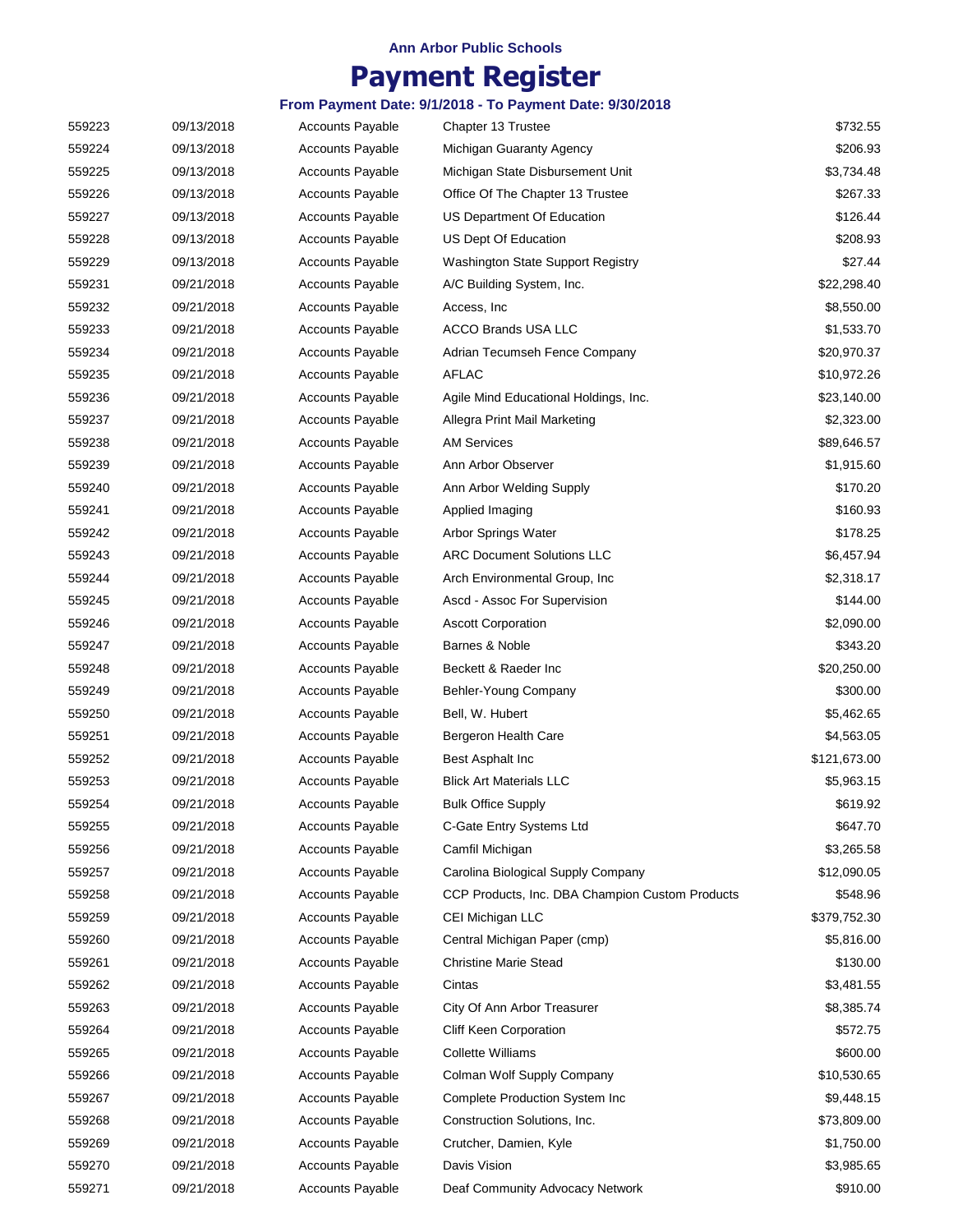## Ann Arbor Public Schools

# Payment Register

### From Payment Date: 9/1/2018 - To Payment Date: 9/30/2018

| | | | | |
|---|---|---|---|---|
| 559223 | 09/13/2018 | Accounts Payable | Chapter 13 Trustee | $732.55 |
| 559224 | 09/13/2018 | Accounts Payable | Michigan Guaranty Agency | $206.93 |
| 559225 | 09/13/2018 | Accounts Payable | Michigan State Disbursement Unit | $3,734.48 |
| 559226 | 09/13/2018 | Accounts Payable | Office Of The Chapter 13 Trustee | $267.33 |
| 559227 | 09/13/2018 | Accounts Payable | US Department Of Education | $126.44 |
| 559228 | 09/13/2018 | Accounts Payable | US Dept Of Education | $208.93 |
| 559229 | 09/13/2018 | Accounts Payable | Washington State Support Registry | $27.44 |
| 559231 | 09/21/2018 | Accounts Payable | A/C Building System, Inc. | $22,298.40 |
| 559232 | 09/21/2018 | Accounts Payable | Access, Inc | $8,550.00 |
| 559233 | 09/21/2018 | Accounts Payable | ACCO Brands USA LLC | $1,533.70 |
| 559234 | 09/21/2018 | Accounts Payable | Adrian Tecumseh Fence Company | $20,970.37 |
| 559235 | 09/21/2018 | Accounts Payable | AFLAC | $10,972.26 |
| 559236 | 09/21/2018 | Accounts Payable | Agile Mind Educational Holdings, Inc. | $23,140.00 |
| 559237 | 09/21/2018 | Accounts Payable | Allegra Print Mail Marketing | $2,323.00 |
| 559238 | 09/21/2018 | Accounts Payable | AM Services | $89,646.57 |
| 559239 | 09/21/2018 | Accounts Payable | Ann Arbor Observer | $1,915.60 |
| 559240 | 09/21/2018 | Accounts Payable | Ann Arbor Welding Supply | $170.20 |
| 559241 | 09/21/2018 | Accounts Payable | Applied Imaging | $160.93 |
| 559242 | 09/21/2018 | Accounts Payable | Arbor Springs Water | $178.25 |
| 559243 | 09/21/2018 | Accounts Payable | ARC Document Solutions LLC | $6,457.94 |
| 559244 | 09/21/2018 | Accounts Payable | Arch Environmental Group, Inc | $2,318.17 |
| 559245 | 09/21/2018 | Accounts Payable | Ascd - Assoc For Supervision | $144.00 |
| 559246 | 09/21/2018 | Accounts Payable | Ascott Corporation | $2,090.00 |
| 559247 | 09/21/2018 | Accounts Payable | Barnes & Noble | $343.20 |
| 559248 | 09/21/2018 | Accounts Payable | Beckett & Raeder Inc | $20,250.00 |
| 559249 | 09/21/2018 | Accounts Payable | Behler-Young Company | $300.00 |
| 559250 | 09/21/2018 | Accounts Payable | Bell, W. Hubert | $5,462.65 |
| 559251 | 09/21/2018 | Accounts Payable | Bergeron Health Care | $4,563.05 |
| 559252 | 09/21/2018 | Accounts Payable | Best Asphalt Inc | $121,673.00 |
| 559253 | 09/21/2018 | Accounts Payable | Blick Art Materials LLC | $5,963.15 |
| 559254 | 09/21/2018 | Accounts Payable | Bulk Office Supply | $619.92 |
| 559255 | 09/21/2018 | Accounts Payable | C-Gate Entry Systems Ltd | $647.70 |
| 559256 | 09/21/2018 | Accounts Payable | Camfil Michigan | $3,265.58 |
| 559257 | 09/21/2018 | Accounts Payable | Carolina Biological Supply Company | $12,090.05 |
| 559258 | 09/21/2018 | Accounts Payable | CCP Products, Inc. DBA Champion Custom Products | $548.96 |
| 559259 | 09/21/2018 | Accounts Payable | CEI Michigan LLC | $379,752.30 |
| 559260 | 09/21/2018 | Accounts Payable | Central Michigan Paper (cmp) | $5,816.00 |
| 559261 | 09/21/2018 | Accounts Payable | Christine Marie Stead | $130.00 |
| 559262 | 09/21/2018 | Accounts Payable | Cintas | $3,481.55 |
| 559263 | 09/21/2018 | Accounts Payable | City Of Ann Arbor Treasurer | $8,385.74 |
| 559264 | 09/21/2018 | Accounts Payable | Cliff Keen Corporation | $572.75 |
| 559265 | 09/21/2018 | Accounts Payable | Collette Williams | $600.00 |
| 559266 | 09/21/2018 | Accounts Payable | Colman Wolf Supply Company | $10,530.65 |
| 559267 | 09/21/2018 | Accounts Payable | Complete Production System Inc | $9,448.15 |
| 559268 | 09/21/2018 | Accounts Payable | Construction Solutions, Inc. | $73,809.00 |
| 559269 | 09/21/2018 | Accounts Payable | Crutcher, Damien, Kyle | $1,750.00 |
| 559270 | 09/21/2018 | Accounts Payable | Davis Vision | $3,985.65 |
| 559271 | 09/21/2018 | Accounts Payable | Deaf Community Advocacy Network | $910.00 |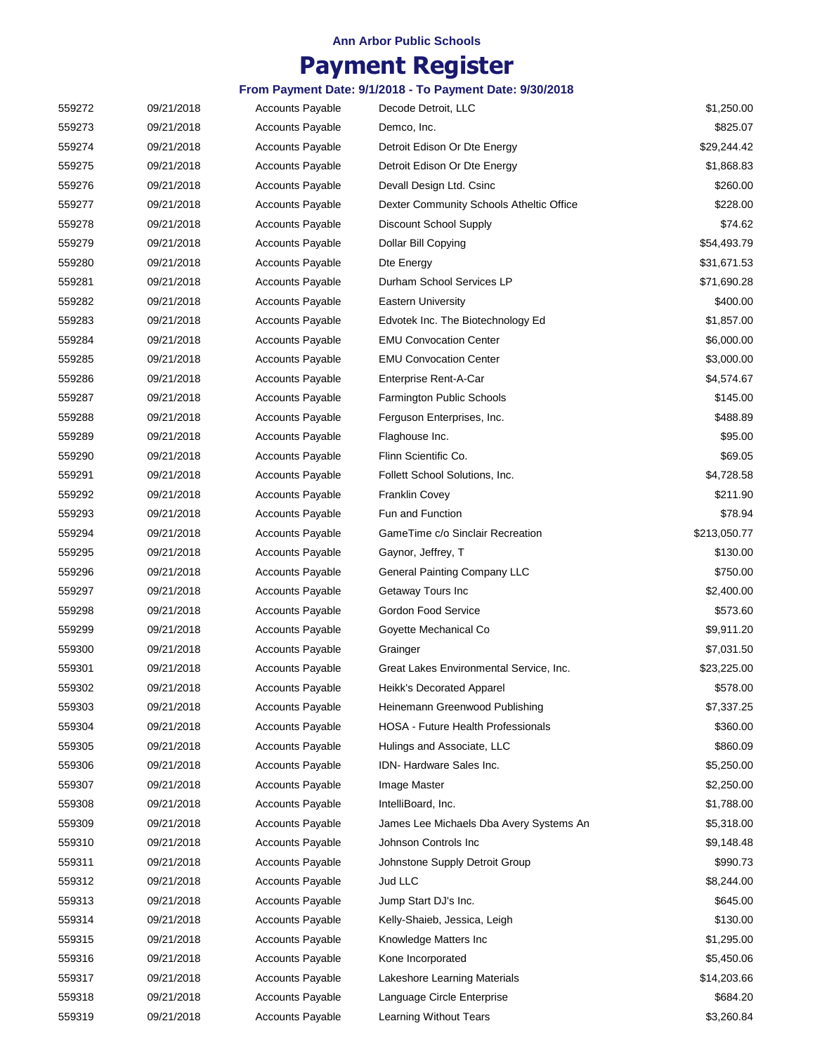**Ann Arbor Public Schools**

# Payment Register

**From Payment Date: 9/1/2018 - To Payment Date: 9/30/2018**

| | | | | |
|---|---|---|---|---|
| 559272 | 09/21/2018 | Accounts Payable | Decode Detroit, LLC | $1,250.00 |
| 559273 | 09/21/2018 | Accounts Payable | Demco, Inc. | $825.07 |
| 559274 | 09/21/2018 | Accounts Payable | Detroit Edison Or Dte Energy | $29,244.42 |
| 559275 | 09/21/2018 | Accounts Payable | Detroit Edison Or Dte Energy | $1,868.83 |
| 559276 | 09/21/2018 | Accounts Payable | Devall Design Ltd. Csinc | $260.00 |
| 559277 | 09/21/2018 | Accounts Payable | Dexter Community Schools Atheltic Office | $228.00 |
| 559278 | 09/21/2018 | Accounts Payable | Discount School Supply | $74.62 |
| 559279 | 09/21/2018 | Accounts Payable | Dollar Bill Copying | $54,493.79 |
| 559280 | 09/21/2018 | Accounts Payable | Dte Energy | $31,671.53 |
| 559281 | 09/21/2018 | Accounts Payable | Durham School Services LP | $71,690.28 |
| 559282 | 09/21/2018 | Accounts Payable | Eastern University | $400.00 |
| 559283 | 09/21/2018 | Accounts Payable | Edvotek Inc. The Biotechnology Ed | $1,857.00 |
| 559284 | 09/21/2018 | Accounts Payable | EMU Convocation Center | $6,000.00 |
| 559285 | 09/21/2018 | Accounts Payable | EMU Convocation Center | $3,000.00 |
| 559286 | 09/21/2018 | Accounts Payable | Enterprise Rent-A-Car | $4,574.67 |
| 559287 | 09/21/2018 | Accounts Payable | Farmington Public Schools | $145.00 |
| 559288 | 09/21/2018 | Accounts Payable | Ferguson Enterprises, Inc. | $488.89 |
| 559289 | 09/21/2018 | Accounts Payable | Flaghouse Inc. | $95.00 |
| 559290 | 09/21/2018 | Accounts Payable | Flinn Scientific Co. | $69.05 |
| 559291 | 09/21/2018 | Accounts Payable | Follett School Solutions, Inc. | $4,728.58 |
| 559292 | 09/21/2018 | Accounts Payable | Franklin Covey | $211.90 |
| 559293 | 09/21/2018 | Accounts Payable | Fun and Function | $78.94 |
| 559294 | 09/21/2018 | Accounts Payable | GameTime c/o Sinclair Recreation | $213,050.77 |
| 559295 | 09/21/2018 | Accounts Payable | Gaynor, Jeffrey, T | $130.00 |
| 559296 | 09/21/2018 | Accounts Payable | General Painting Company LLC | $750.00 |
| 559297 | 09/21/2018 | Accounts Payable | Getaway Tours Inc | $2,400.00 |
| 559298 | 09/21/2018 | Accounts Payable | Gordon Food Service | $573.60 |
| 559299 | 09/21/2018 | Accounts Payable | Goyette Mechanical Co | $9,911.20 |
| 559300 | 09/21/2018 | Accounts Payable | Grainger | $7,031.50 |
| 559301 | 09/21/2018 | Accounts Payable | Great Lakes Environmental Service, Inc. | $23,225.00 |
| 559302 | 09/21/2018 | Accounts Payable | Heikk's Decorated Apparel | $578.00 |
| 559303 | 09/21/2018 | Accounts Payable | Heinemann Greenwood Publishing | $7,337.25 |
| 559304 | 09/21/2018 | Accounts Payable | HOSA - Future Health Professionals | $360.00 |
| 559305 | 09/21/2018 | Accounts Payable | Hulings and Associate, LLC | $860.09 |
| 559306 | 09/21/2018 | Accounts Payable | IDN- Hardware Sales Inc. | $5,250.00 |
| 559307 | 09/21/2018 | Accounts Payable | Image Master | $2,250.00 |
| 559308 | 09/21/2018 | Accounts Payable | IntelliBoard, Inc. | $1,788.00 |
| 559309 | 09/21/2018 | Accounts Payable | James Lee Michaels Dba Avery Systems An | $5,318.00 |
| 559310 | 09/21/2018 | Accounts Payable | Johnson Controls Inc | $9,148.48 |
| 559311 | 09/21/2018 | Accounts Payable | Johnstone Supply Detroit Group | $990.73 |
| 559312 | 09/21/2018 | Accounts Payable | Jud LLC | $8,244.00 |
| 559313 | 09/21/2018 | Accounts Payable | Jump Start DJ's Inc. | $645.00 |
| 559314 | 09/21/2018 | Accounts Payable | Kelly-Shaieb, Jessica, Leigh | $130.00 |
| 559315 | 09/21/2018 | Accounts Payable | Knowledge Matters Inc | $1,295.00 |
| 559316 | 09/21/2018 | Accounts Payable | Kone Incorporated | $5,450.06 |
| 559317 | 09/21/2018 | Accounts Payable | Lakeshore Learning Materials | $14,203.66 |
| 559318 | 09/21/2018 | Accounts Payable | Language Circle Enterprise | $684.20 |
| 559319 | 09/21/2018 | Accounts Payable | Learning Without Tears | $3,260.84 |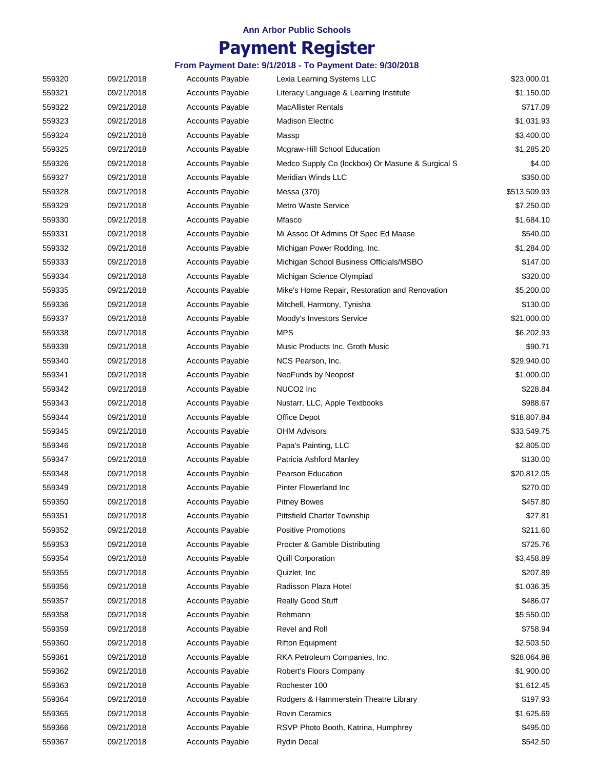Ann Arbor Public Schools

# Payment Register

**From Payment Date: 9/1/2018 - To Payment Date: 9/30/2018**

| | | | | |
|---|---|---|---|---|
| 559320 | 09/21/2018 | Accounts Payable | Lexia Learning Systems LLC | $23,000.01 |
| 559321 | 09/21/2018 | Accounts Payable | Literacy Language & Learning Institute | $1,150.00 |
| 559322 | 09/21/2018 | Accounts Payable | MacAllister Rentals | $717.09 |
| 559323 | 09/21/2018 | Accounts Payable | Madison Electric | $1,031.93 |
| 559324 | 09/21/2018 | Accounts Payable | Massp | $3,400.00 |
| 559325 | 09/21/2018 | Accounts Payable | Mcgraw-Hill School Education | $1,285.20 |
| 559326 | 09/21/2018 | Accounts Payable | Medco Supply Co (lockbox) Or Masune & Surgical S | $4.00 |
| 559327 | 09/21/2018 | Accounts Payable | Meridian Winds LLC | $350.00 |
| 559328 | 09/21/2018 | Accounts Payable | Messa (370) | $513,509.93 |
| 559329 | 09/21/2018 | Accounts Payable | Metro Waste Service | $7,250.00 |
| 559330 | 09/21/2018 | Accounts Payable | Mfasco | $1,684.10 |
| 559331 | 09/21/2018 | Accounts Payable | Mi Assoc Of Admins Of Spec Ed Maase | $540.00 |
| 559332 | 09/21/2018 | Accounts Payable | Michigan Power Rodding, Inc. | $1,284.00 |
| 559333 | 09/21/2018 | Accounts Payable | Michigan School Business Officials/MSBO | $147.00 |
| 559334 | 09/21/2018 | Accounts Payable | Michigan Science Olympiad | $320.00 |
| 559335 | 09/21/2018 | Accounts Payable | Mike's Home Repair, Restoration and Renovation | $5,200.00 |
| 559336 | 09/21/2018 | Accounts Payable | Mitchell, Harmony, Tynisha | $130.00 |
| 559337 | 09/21/2018 | Accounts Payable | Moody's Investors Service | $21,000.00 |
| 559338 | 09/21/2018 | Accounts Payable | MPS | $6,202.93 |
| 559339 | 09/21/2018 | Accounts Payable | Music Products Inc. Groth Music | $90.71 |
| 559340 | 09/21/2018 | Accounts Payable | NCS Pearson, Inc. | $29,940.00 |
| 559341 | 09/21/2018 | Accounts Payable | NeoFunds by Neopost | $1,000.00 |
| 559342 | 09/21/2018 | Accounts Payable | NUCO2 Inc | $228.84 |
| 559343 | 09/21/2018 | Accounts Payable | Nustarr, LLC, Apple Textbooks | $988.67 |
| 559344 | 09/21/2018 | Accounts Payable | Office Depot | $18,807.84 |
| 559345 | 09/21/2018 | Accounts Payable | OHM Advisors | $33,549.75 |
| 559346 | 09/21/2018 | Accounts Payable | Papa's Painting, LLC | $2,805.00 |
| 559347 | 09/21/2018 | Accounts Payable | Patricia Ashford Manley | $130.00 |
| 559348 | 09/21/2018 | Accounts Payable | Pearson Education | $20,812.05 |
| 559349 | 09/21/2018 | Accounts Payable | Pinter Flowerland Inc | $270.00 |
| 559350 | 09/21/2018 | Accounts Payable | Pitney Bowes | $457.80 |
| 559351 | 09/21/2018 | Accounts Payable | Pittsfield Charter Township | $27.81 |
| 559352 | 09/21/2018 | Accounts Payable | Positive Promotions | $211.60 |
| 559353 | 09/21/2018 | Accounts Payable | Procter & Gamble Distributing | $725.76 |
| 559354 | 09/21/2018 | Accounts Payable | Quill Corporation | $3,458.89 |
| 559355 | 09/21/2018 | Accounts Payable | Quizlet, Inc | $207.89 |
| 559356 | 09/21/2018 | Accounts Payable | Radisson Plaza Hotel | $1,036.35 |
| 559357 | 09/21/2018 | Accounts Payable | Really Good Stuff | $486.07 |
| 559358 | 09/21/2018 | Accounts Payable | Rehmann | $5,550.00 |
| 559359 | 09/21/2018 | Accounts Payable | Revel and Roll | $758.94 |
| 559360 | 09/21/2018 | Accounts Payable | Rifton Equipment | $2,503.50 |
| 559361 | 09/21/2018 | Accounts Payable | RKA Petroleum Companies, Inc. | $28,064.88 |
| 559362 | 09/21/2018 | Accounts Payable | Robert's Floors Company | $1,900.00 |
| 559363 | 09/21/2018 | Accounts Payable | Rochester 100 | $1,612.45 |
| 559364 | 09/21/2018 | Accounts Payable | Rodgers & Hammerstein Theatre Library | $197.93 |
| 559365 | 09/21/2018 | Accounts Payable | Rovin Ceramics | $1,625.69 |
| 559366 | 09/21/2018 | Accounts Payable | RSVP Photo Booth, Katrina, Humphrey | $495.00 |
| 559367 | 09/21/2018 | Accounts Payable | Rydin Decal | $542.50 |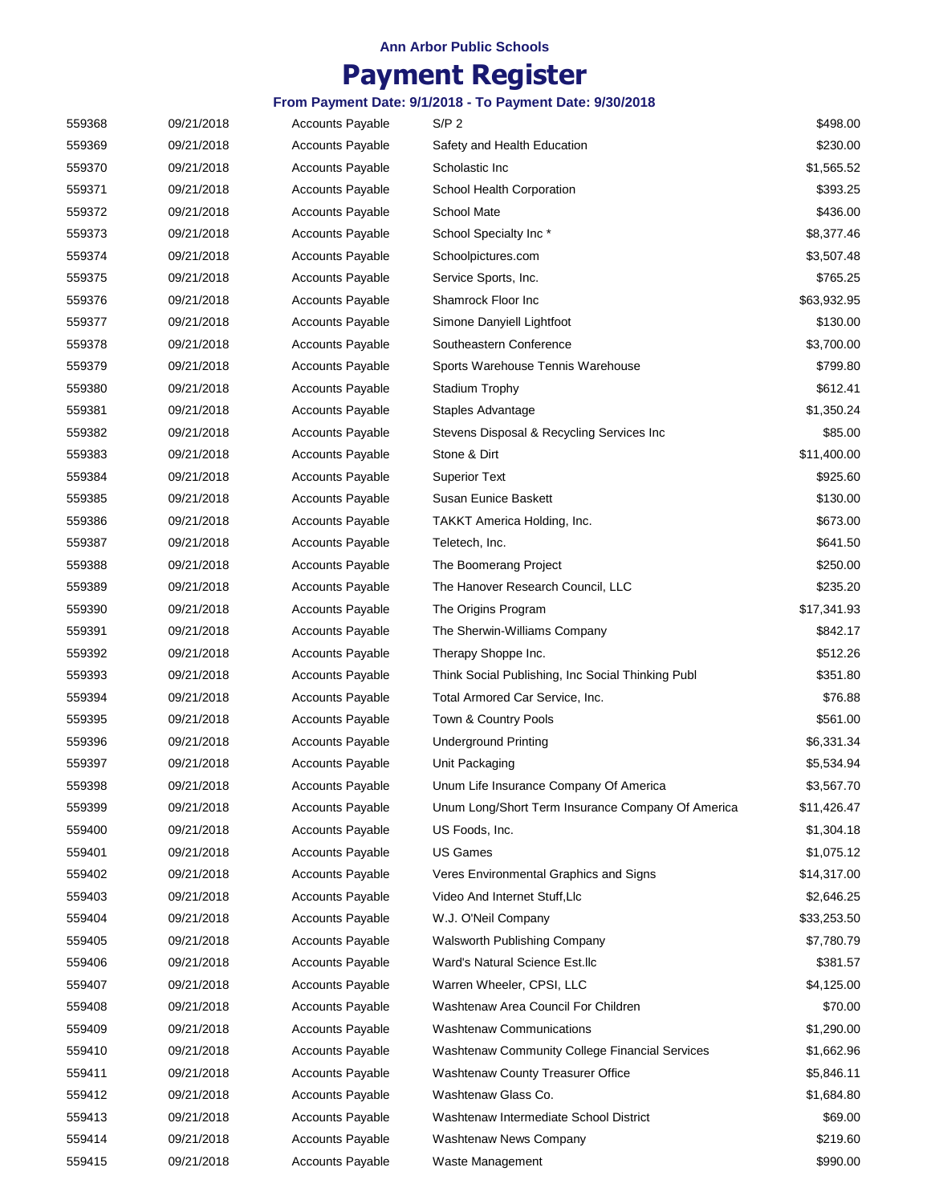Ann Arbor Public Schools

# Payment Register

**From Payment Date: 9/1/2018 - To Payment Date: 9/30/2018**

| | | | | |
|---|---|---|---|---|
| 559368 | 09/21/2018 | Accounts Payable | S/P 2 | $498.00 |
| 559369 | 09/21/2018 | Accounts Payable | Safety and Health Education | $230.00 |
| 559370 | 09/21/2018 | Accounts Payable | Scholastic Inc | $1,565.52 |
| 559371 | 09/21/2018 | Accounts Payable | School Health Corporation | $393.25 |
| 559372 | 09/21/2018 | Accounts Payable | School Mate | $436.00 |
| 559373 | 09/21/2018 | Accounts Payable | School Specialty Inc * | $8,377.46 |
| 559374 | 09/21/2018 | Accounts Payable | Schoolpictures.com | $3,507.48 |
| 559375 | 09/21/2018 | Accounts Payable | Service Sports, Inc. | $765.25 |
| 559376 | 09/21/2018 | Accounts Payable | Shamrock Floor Inc | $63,932.95 |
| 559377 | 09/21/2018 | Accounts Payable | Simone Danyiell Lightfoot | $130.00 |
| 559378 | 09/21/2018 | Accounts Payable | Southeastern Conference | $3,700.00 |
| 559379 | 09/21/2018 | Accounts Payable | Sports Warehouse Tennis Warehouse | $799.80 |
| 559380 | 09/21/2018 | Accounts Payable | Stadium Trophy | $612.41 |
| 559381 | 09/21/2018 | Accounts Payable | Staples Advantage | $1,350.24 |
| 559382 | 09/21/2018 | Accounts Payable | Stevens Disposal & Recycling Services Inc | $85.00 |
| 559383 | 09/21/2018 | Accounts Payable | Stone & Dirt | $11,400.00 |
| 559384 | 09/21/2018 | Accounts Payable | Superior Text | $925.60 |
| 559385 | 09/21/2018 | Accounts Payable | Susan Eunice Baskett | $130.00 |
| 559386 | 09/21/2018 | Accounts Payable | TAKKT America Holding, Inc. | $673.00 |
| 559387 | 09/21/2018 | Accounts Payable | Teletech, Inc. | $641.50 |
| 559388 | 09/21/2018 | Accounts Payable | The Boomerang Project | $250.00 |
| 559389 | 09/21/2018 | Accounts Payable | The Hanover Research Council, LLC | $235.20 |
| 559390 | 09/21/2018 | Accounts Payable | The Origins Program | $17,341.93 |
| 559391 | 09/21/2018 | Accounts Payable | The Sherwin-Williams Company | $842.17 |
| 559392 | 09/21/2018 | Accounts Payable | Therapy Shoppe Inc. | $512.26 |
| 559393 | 09/21/2018 | Accounts Payable | Think Social Publishing, Inc Social Thinking Publ | $351.80 |
| 559394 | 09/21/2018 | Accounts Payable | Total Armored Car Service, Inc. | $76.88 |
| 559395 | 09/21/2018 | Accounts Payable | Town & Country Pools | $561.00 |
| 559396 | 09/21/2018 | Accounts Payable | Underground Printing | $6,331.34 |
| 559397 | 09/21/2018 | Accounts Payable | Unit Packaging | $5,534.94 |
| 559398 | 09/21/2018 | Accounts Payable | Unum Life Insurance Company Of America | $3,567.70 |
| 559399 | 09/21/2018 | Accounts Payable | Unum Long/Short Term Insurance Company Of America | $11,426.47 |
| 559400 | 09/21/2018 | Accounts Payable | US Foods, Inc. | $1,304.18 |
| 559401 | 09/21/2018 | Accounts Payable | US Games | $1,075.12 |
| 559402 | 09/21/2018 | Accounts Payable | Veres Environmental Graphics and Signs | $14,317.00 |
| 559403 | 09/21/2018 | Accounts Payable | Video And Internet Stuff,Llc | $2,646.25 |
| 559404 | 09/21/2018 | Accounts Payable | W.J. O'Neil Company | $33,253.50 |
| 559405 | 09/21/2018 | Accounts Payable | Walsworth Publishing Company | $7,780.79 |
| 559406 | 09/21/2018 | Accounts Payable | Ward's Natural Science Est.llc | $381.57 |
| 559407 | 09/21/2018 | Accounts Payable | Warren Wheeler, CPSI, LLC | $4,125.00 |
| 559408 | 09/21/2018 | Accounts Payable | Washtenaw Area Council For Children | $70.00 |
| 559409 | 09/21/2018 | Accounts Payable | Washtenaw Communications | $1,290.00 |
| 559410 | 09/21/2018 | Accounts Payable | Washtenaw Community College Financial Services | $1,662.96 |
| 559411 | 09/21/2018 | Accounts Payable | Washtenaw County Treasurer Office | $5,846.11 |
| 559412 | 09/21/2018 | Accounts Payable | Washtenaw Glass Co. | $1,684.80 |
| 559413 | 09/21/2018 | Accounts Payable | Washtenaw Intermediate School District | $69.00 |
| 559414 | 09/21/2018 | Accounts Payable | Washtenaw News Company | $219.60 |
| 559415 | 09/21/2018 | Accounts Payable | Waste Management | $990.00 |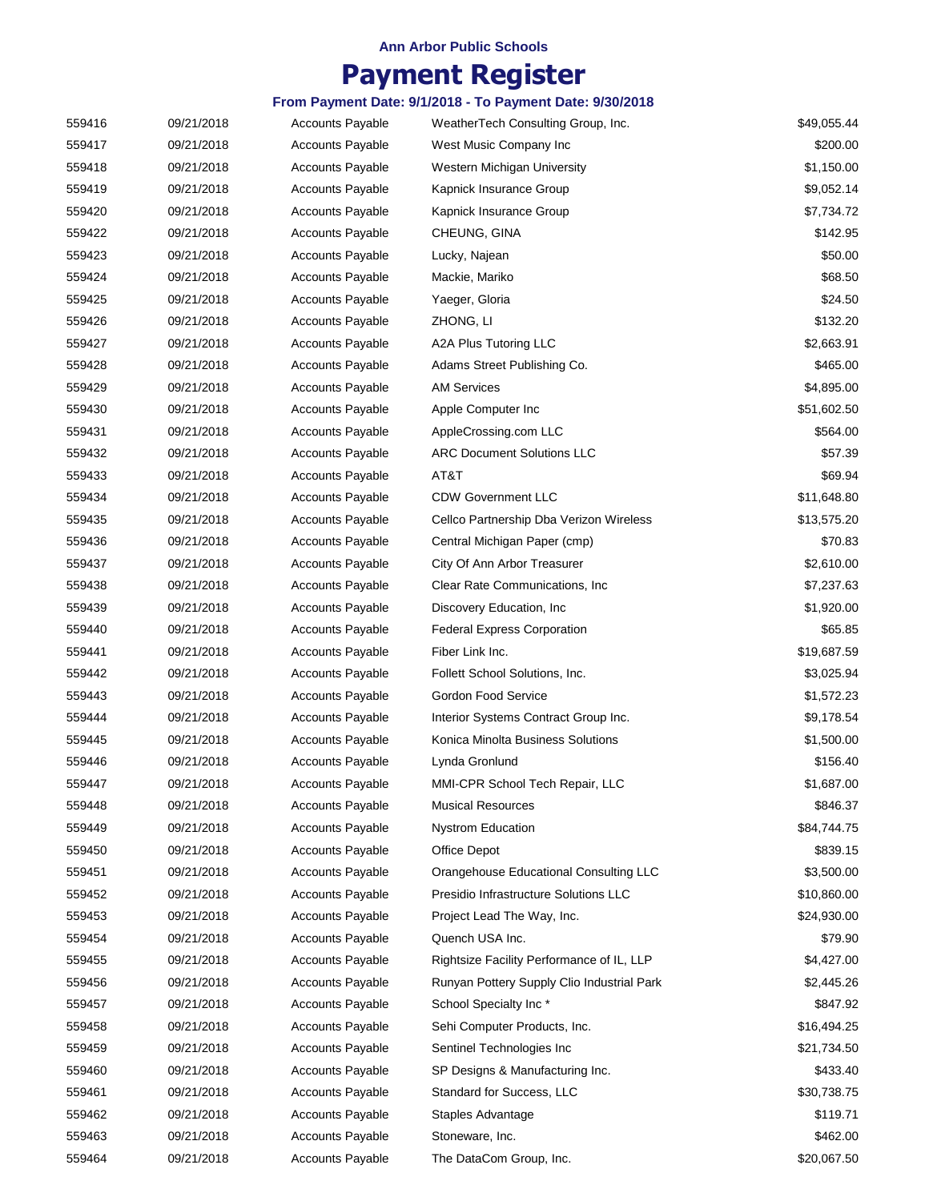Ann Arbor Public Schools

# Payment Register

### From Payment Date: 9/1/2018 - To Payment Date: 9/30/2018

| | | | | |
|---|---|---|---|---|
| 559416 | 09/21/2018 | Accounts Payable | WeatherTech Consulting Group, Inc. | $49,055.44 |
| 559417 | 09/21/2018 | Accounts Payable | West Music Company Inc | $200.00 |
| 559418 | 09/21/2018 | Accounts Payable | Western Michigan University | $1,150.00 |
| 559419 | 09/21/2018 | Accounts Payable | Kapnick Insurance Group | $9,052.14 |
| 559420 | 09/21/2018 | Accounts Payable | Kapnick Insurance Group | $7,734.72 |
| 559422 | 09/21/2018 | Accounts Payable | CHEUNG, GINA | $142.95 |
| 559423 | 09/21/2018 | Accounts Payable | Lucky, Najean | $50.00 |
| 559424 | 09/21/2018 | Accounts Payable | Mackie, Mariko | $68.50 |
| 559425 | 09/21/2018 | Accounts Payable | Yaeger, Gloria | $24.50 |
| 559426 | 09/21/2018 | Accounts Payable | ZHONG, LI | $132.20 |
| 559427 | 09/21/2018 | Accounts Payable | A2A Plus Tutoring LLC | $2,663.91 |
| 559428 | 09/21/2018 | Accounts Payable | Adams Street Publishing Co. | $465.00 |
| 559429 | 09/21/2018 | Accounts Payable | AM Services | $4,895.00 |
| 559430 | 09/21/2018 | Accounts Payable | Apple Computer Inc | $51,602.50 |
| 559431 | 09/21/2018 | Accounts Payable | AppleCrossing.com LLC | $564.00 |
| 559432 | 09/21/2018 | Accounts Payable | ARC Document Solutions LLC | $57.39 |
| 559433 | 09/21/2018 | Accounts Payable | AT&T | $69.94 |
| 559434 | 09/21/2018 | Accounts Payable | CDW Government LLC | $11,648.80 |
| 559435 | 09/21/2018 | Accounts Payable | Cellco Partnership Dba Verizon Wireless | $13,575.20 |
| 559436 | 09/21/2018 | Accounts Payable | Central Michigan Paper (cmp) | $70.83 |
| 559437 | 09/21/2018 | Accounts Payable | City Of Ann Arbor Treasurer | $2,610.00 |
| 559438 | 09/21/2018 | Accounts Payable | Clear Rate Communications, Inc | $7,237.63 |
| 559439 | 09/21/2018 | Accounts Payable | Discovery Education, Inc | $1,920.00 |
| 559440 | 09/21/2018 | Accounts Payable | Federal Express Corporation | $65.85 |
| 559441 | 09/21/2018 | Accounts Payable | Fiber Link Inc. | $19,687.59 |
| 559442 | 09/21/2018 | Accounts Payable | Follett School Solutions, Inc. | $3,025.94 |
| 559443 | 09/21/2018 | Accounts Payable | Gordon Food Service | $1,572.23 |
| 559444 | 09/21/2018 | Accounts Payable | Interior Systems Contract Group Inc. | $9,178.54 |
| 559445 | 09/21/2018 | Accounts Payable | Konica Minolta Business Solutions | $1,500.00 |
| 559446 | 09/21/2018 | Accounts Payable | Lynda Gronlund | $156.40 |
| 559447 | 09/21/2018 | Accounts Payable | MMI-CPR School Tech Repair, LLC | $1,687.00 |
| 559448 | 09/21/2018 | Accounts Payable | Musical Resources | $846.37 |
| 559449 | 09/21/2018 | Accounts Payable | Nystrom Education | $84,744.75 |
| 559450 | 09/21/2018 | Accounts Payable | Office Depot | $839.15 |
| 559451 | 09/21/2018 | Accounts Payable | Orangehouse Educational Consulting LLC | $3,500.00 |
| 559452 | 09/21/2018 | Accounts Payable | Presidio Infrastructure Solutions LLC | $10,860.00 |
| 559453 | 09/21/2018 | Accounts Payable | Project Lead The Way, Inc. | $24,930.00 |
| 559454 | 09/21/2018 | Accounts Payable | Quench USA Inc. | $79.90 |
| 559455 | 09/21/2018 | Accounts Payable | Rightsize Facility Performance of IL, LLP | $4,427.00 |
| 559456 | 09/21/2018 | Accounts Payable | Runyan Pottery Supply Clio Industrial Park | $2,445.26 |
| 559457 | 09/21/2018 | Accounts Payable | School Specialty Inc * | $847.92 |
| 559458 | 09/21/2018 | Accounts Payable | Sehi Computer Products, Inc. | $16,494.25 |
| 559459 | 09/21/2018 | Accounts Payable | Sentinel Technologies Inc | $21,734.50 |
| 559460 | 09/21/2018 | Accounts Payable | SP Designs & Manufacturing Inc. | $433.40 |
| 559461 | 09/21/2018 | Accounts Payable | Standard for Success, LLC | $30,738.75 |
| 559462 | 09/21/2018 | Accounts Payable | Staples Advantage | $119.71 |
| 559463 | 09/21/2018 | Accounts Payable | Stoneware, Inc. | $462.00 |
| 559464 | 09/21/2018 | Accounts Payable | The DataCom Group, Inc. | $20,067.50 |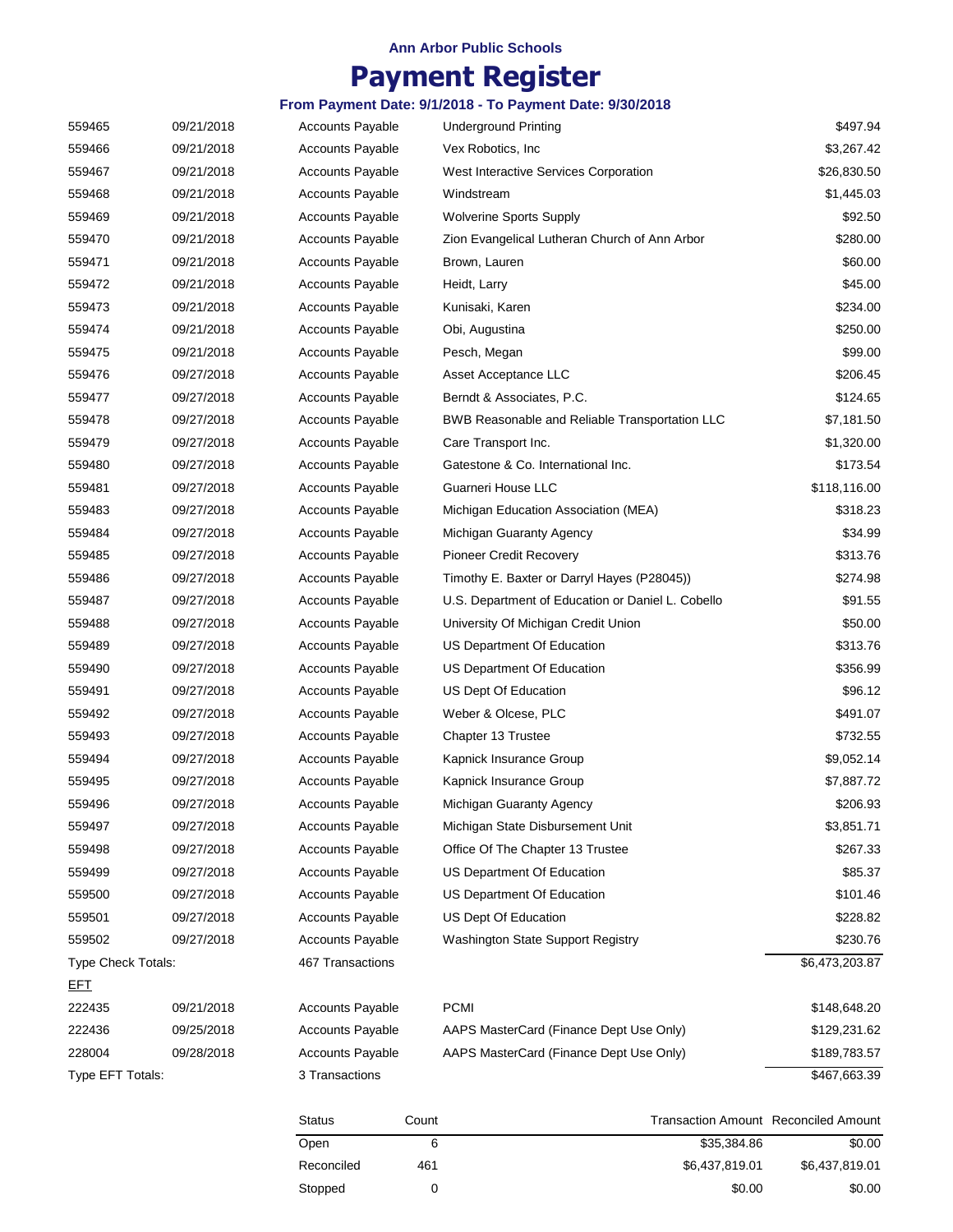**Ann Arbor Public Schools**

# Payment Register

**From Payment Date: 9/1/2018 - To Payment Date: 9/30/2018**

| | | | | |
|---|---|---|---|---|
| 559465 | 09/21/2018 | Accounts Payable | Underground Printing | $497.94 |
| 559466 | 09/21/2018 | Accounts Payable | Vex Robotics, Inc | $3,267.42 |
| 559467 | 09/21/2018 | Accounts Payable | West Interactive Services Corporation | $26,830.50 |
| 559468 | 09/21/2018 | Accounts Payable | Windstream | $1,445.03 |
| 559469 | 09/21/2018 | Accounts Payable | Wolverine Sports Supply | $92.50 |
| 559470 | 09/21/2018 | Accounts Payable | Zion Evangelical Lutheran Church of Ann Arbor | $280.00 |
| 559471 | 09/21/2018 | Accounts Payable | Brown, Lauren | $60.00 |
| 559472 | 09/21/2018 | Accounts Payable | Heidt, Larry | $45.00 |
| 559473 | 09/21/2018 | Accounts Payable | Kunisaki, Karen | $234.00 |
| 559474 | 09/21/2018 | Accounts Payable | Obi, Augustina | $250.00 |
| 559475 | 09/21/2018 | Accounts Payable | Pesch, Megan | $99.00 |
| 559476 | 09/27/2018 | Accounts Payable | Asset Acceptance LLC | $206.45 |
| 559477 | 09/27/2018 | Accounts Payable | Berndt & Associates, P.C. | $124.65 |
| 559478 | 09/27/2018 | Accounts Payable | BWB Reasonable and Reliable Transportation LLC | $7,181.50 |
| 559479 | 09/27/2018 | Accounts Payable | Care Transport Inc. | $1,320.00 |
| 559480 | 09/27/2018 | Accounts Payable | Gatestone & Co. International Inc. | $173.54 |
| 559481 | 09/27/2018 | Accounts Payable | Guarneri House LLC | $118,116.00 |
| 559483 | 09/27/2018 | Accounts Payable | Michigan Education Association (MEA) | $318.23 |
| 559484 | 09/27/2018 | Accounts Payable | Michigan Guaranty Agency | $34.99 |
| 559485 | 09/27/2018 | Accounts Payable | Pioneer Credit Recovery | $313.76 |
| 559486 | 09/27/2018 | Accounts Payable | Timothy E. Baxter or Darryl Hayes (P28045)) | $274.98 |
| 559487 | 09/27/2018 | Accounts Payable | U.S. Department of Education or Daniel L. Cobello | $91.55 |
| 559488 | 09/27/2018 | Accounts Payable | University Of Michigan Credit Union | $50.00 |
| 559489 | 09/27/2018 | Accounts Payable | US Department Of Education | $313.76 |
| 559490 | 09/27/2018 | Accounts Payable | US Department Of Education | $356.99 |
| 559491 | 09/27/2018 | Accounts Payable | US Dept Of Education | $96.12 |
| 559492 | 09/27/2018 | Accounts Payable | Weber & Olcese, PLC | $491.07 |
| 559493 | 09/27/2018 | Accounts Payable | Chapter 13 Trustee | $732.55 |
| 559494 | 09/27/2018 | Accounts Payable | Kapnick Insurance Group | $9,052.14 |
| 559495 | 09/27/2018 | Accounts Payable | Kapnick Insurance Group | $7,887.72 |
| 559496 | 09/27/2018 | Accounts Payable | Michigan Guaranty Agency | $206.93 |
| 559497 | 09/27/2018 | Accounts Payable | Michigan State Disbursement Unit | $3,851.71 |
| 559498 | 09/27/2018 | Accounts Payable | Office Of The Chapter 13 Trustee | $267.33 |
| 559499 | 09/27/2018 | Accounts Payable | US Department Of Education | $85.37 |
| 559500 | 09/27/2018 | Accounts Payable | US Department Of Education | $101.46 |
| 559501 | 09/27/2018 | Accounts Payable | US Dept Of Education | $228.82 |
| 559502 | 09/27/2018 | Accounts Payable | Washington State Support Registry | $230.76 |
| Type Check Totals: | | 467 Transactions | | $6,473,203.87 |
| EFT | | | | |
| 222435 | 09/21/2018 | Accounts Payable | PCMI | $148,648.20 |
| 222436 | 09/25/2018 | Accounts Payable | AAPS MasterCard (Finance Dept Use Only) | $129,231.62 |
| 228004 | 09/28/2018 | Accounts Payable | AAPS MasterCard (Finance Dept Use Only) | $189,783.57 |
| Type EFT Totals: | | 3 Transactions | | $467,663.39 |

| Status | Count | Transaction Amount | Reconciled Amount |
|---|---|---|---|
| Open | 6 | $35,384.86 | $0.00 |
| Reconciled | 461 | $6,437,819.01 | $6,437,819.01 |
| Stopped | 0 | $0.00 | $0.00 |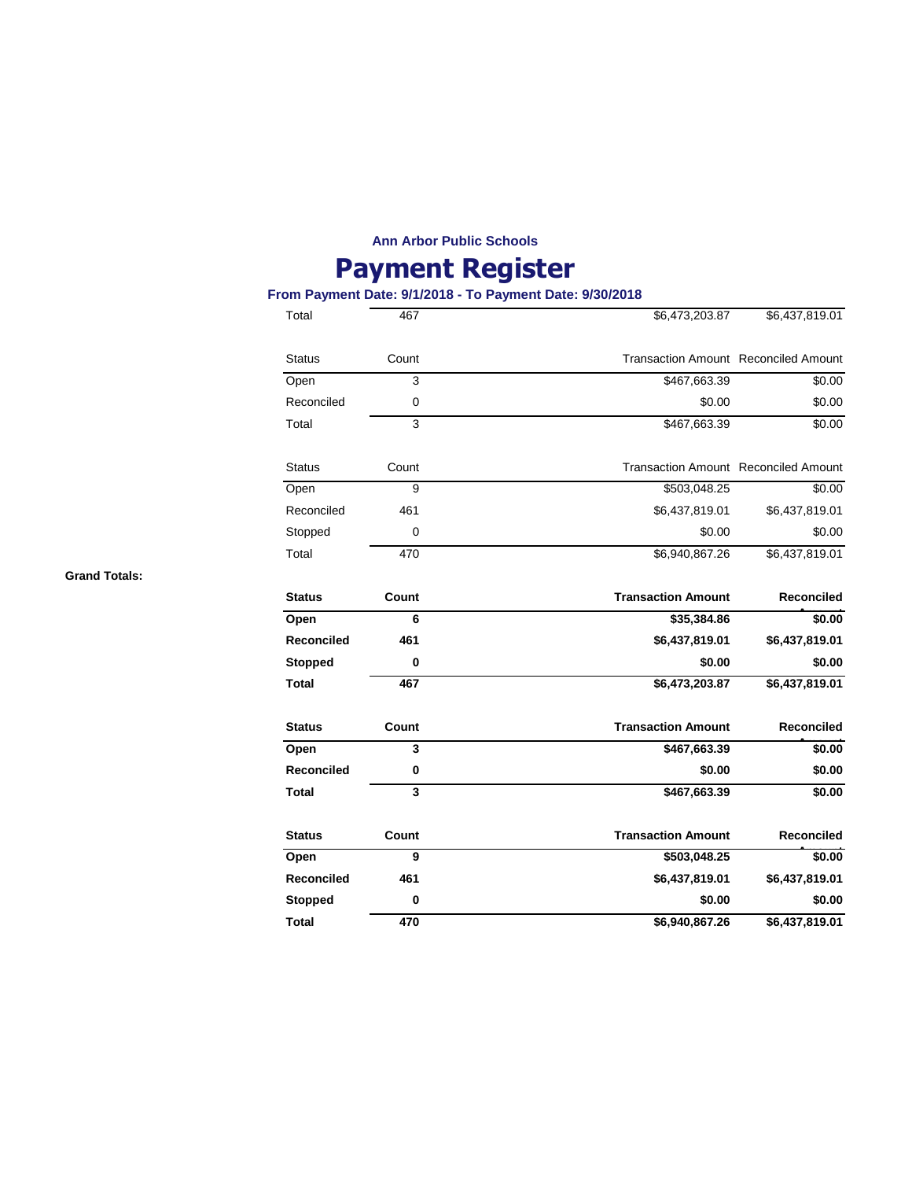Ann Arbor Public Schools

# Payment Register

**From Payment Date: 9/1/2018 - To Payment Date: 9/30/2018**

| | | | |
|---|---|---|---|
| Total | 467 | $6,473,203.87 | $6,437,819.01 |

| Status | Count | Transaction Amount | Reconciled Amount |
|---|---|---|---|
| Open | 3 | $467,663.39 | $0.00 |
| Reconciled | 0 | $0.00 | $0.00 |
| Total | 3 | $467,663.39 | $0.00 |

| Status | Count | Transaction Amount | Reconciled Amount |
|---|---|---|---|
| Open | 9 | $503,048.25 | $0.00 |
| Reconciled | 461 | $6,437,819.01 | $6,437,819.01 |
| Stopped | 0 | $0.00 | $0.00 |
| Total | 470 | $6,940,867.26 | $6,437,819.01 |

**Grand Totals:**

| **Status** | **Count** | **Transaction Amount** | **Reconciled** |
|---|---|---|---|
| **Open** | **6** | **$35,384.86** | **$0.00** |
| **Reconciled** | **461** | **$6,437,819.01** | **$6,437,819.01** |
| **Stopped** | **0** | **$0.00** | **$0.00** |
| **Total** | **467** | **$6,473,203.87** | **$6,437,819.01** |

| **Status** | **Count** | **Transaction Amount** | **Reconciled** |
|---|---|---|---|
| **Open** | **3** | **$467,663.39** | **$0.00** |
| **Reconciled** | **0** | **$0.00** | **$0.00** |
| **Total** | **3** | **$467,663.39** | **$0.00** |

| **Status** | **Count** | **Transaction Amount** | **Reconciled** |
|---|---|---|---|
| **Open** | **9** | **$503,048.25** | **$0.00** |
| **Reconciled** | **461** | **$6,437,819.01** | **$6,437,819.01** |
| **Stopped** | **0** | **$0.00** | **$0.00** |
| **Total** | **470** | **$6,940,867.26** | **$6,437,819.01** |